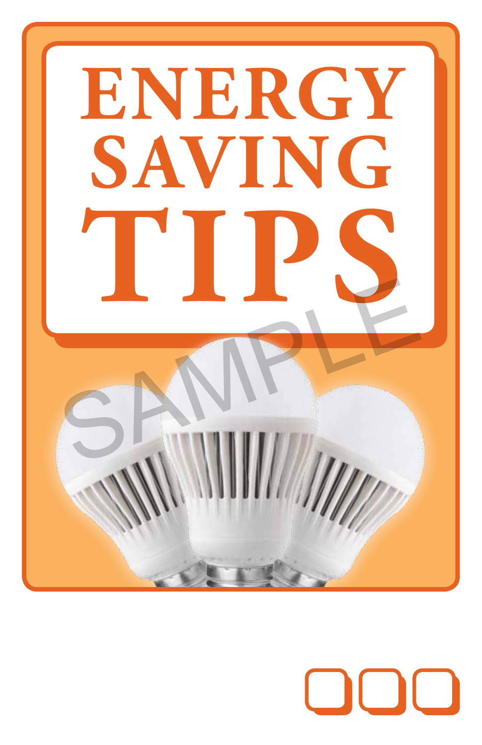# ENERGY SAVING TIPS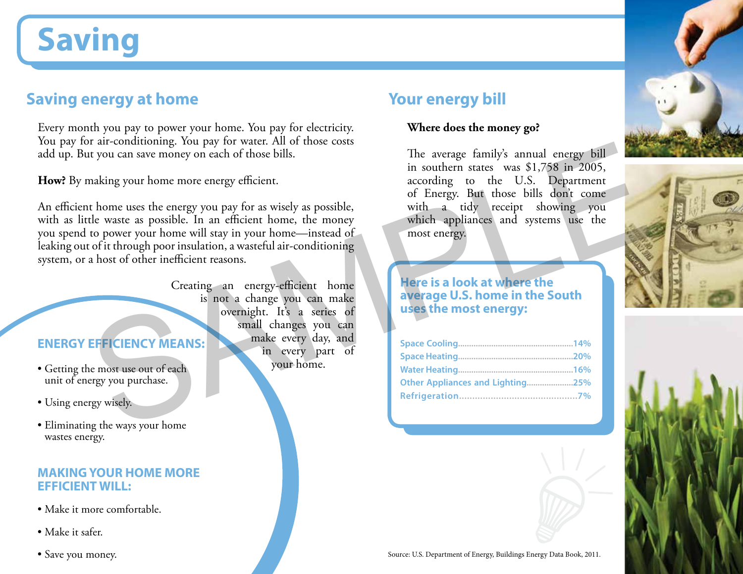# Saving

## Saving energy at home

Every month you pay to power your home. You pay for electricity. You pay for air-conditioning. You pay for water. All of those costs add up. But you can save money on each of those bills.

**How?** By making your home more energy efficient.

An efficient home uses the energy you pay for as wisely as possible, with as little waste as possible. In an efficient home, the money you spend to power your home will stay in your home—instead of leaking out of it through poor insulation, a wasteful air-conditioning system, or a host of other inefficient reasons.

Creating an energy-efficient home is not a change you can make overnight. It's a series of small changes you can make every day, and in every part of your home.

### ENERGY EFFICIENCY MEANS:

- Getting the most use out of each unit of energy you purchase.
- Using energy wisely.
- Eliminating the ways your home wastes energy.

### MAKING YOUR HOME MORE EFFICIENT WILL:

- Make it more comfortable.
- Make it safer.
- Save you money.

## Your energy bill

**Where does the money go?**

The average family's annual energy bill in southern states was $1,758 in 2005, according to the U.S. Department of Energy. But those bills don't come with a tidy receipt showing you which appliances and systems use the most energy.

### Here is a look at where the average U.S. home in the South uses the most energy:

Space Cooling....14%
Space Heating....20%
Water Heating....16%
Other Appliances and Lighting....25%
Refrigeration....7%

Source: U.S. Department of Energy, Buildings Energy Data Book, 2011.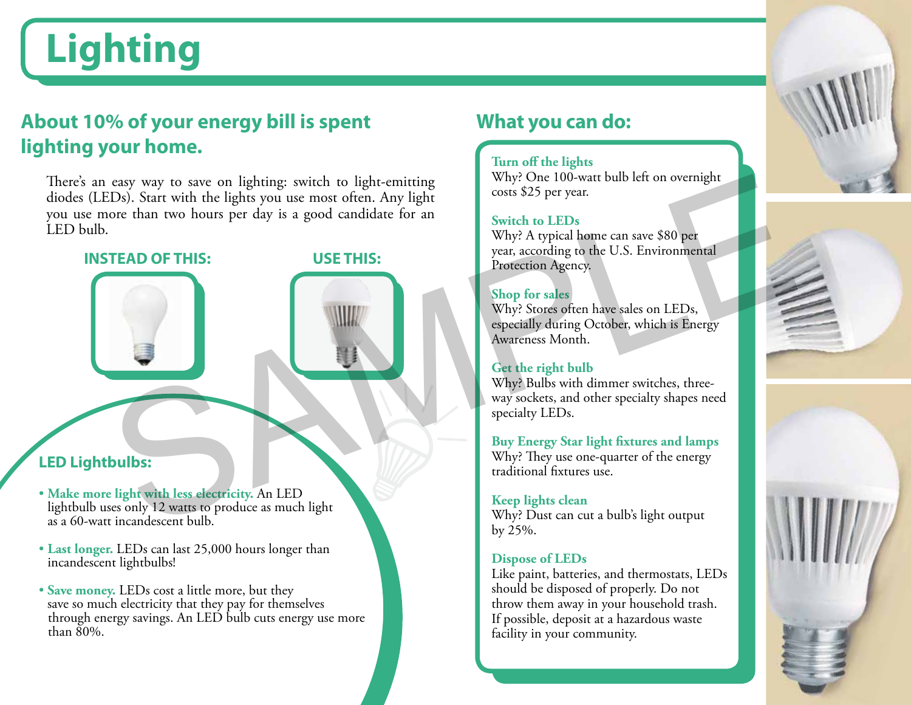# Lighting

## About 10% of your energy bill is spent lighting your home.

There's an easy way to save on lighting: switch to light-emitting diodes (LEDs). Start with the lights you use most often. Any light you use more than two hours per day is a good candidate for an LED bulb.

**INSTEAD OF THIS:**

**USE THIS:**

### LED Lightbulbs:

- **Make more light with less electricity.** An LED lightbulb uses only 12 watts to produce as much light as a 60-watt incandescent bulb.
- **Last longer.** LEDs can last 25,000 hours longer than incandescent lightbulbs!
- **Save money.** LEDs cost a little more, but they save so much electricity that they pay for themselves through energy savings. An LED bulb cuts energy use more than 80%.

## What you can do:

**Turn off the lights**
Why? One 100-watt bulb left on overnight costs $25 per year.

**Switch to LEDs**
Why? A typical home can save $80 per year, according to the U.S. Environmental Protection Agency.

**Shop for sales**
Why? Stores often have sales on LEDs, especially during October, which is Energy Awareness Month.

**Get the right bulb**
Why? Bulbs with dimmer switches, three-way sockets, and other specialty shapes need specialty LEDs.

**Buy Energy Star light fixtures and lamps**
Why? They use one-quarter of the energy traditional fixtures use.

**Keep lights clean**
Why? Dust can cut a bulb's light output by 25%.

**Dispose of LEDs**
Like paint, batteries, and thermostats, LEDs should be disposed of properly. Do not throw them away in your household trash. If possible, deposit at a hazardous waste facility in your community.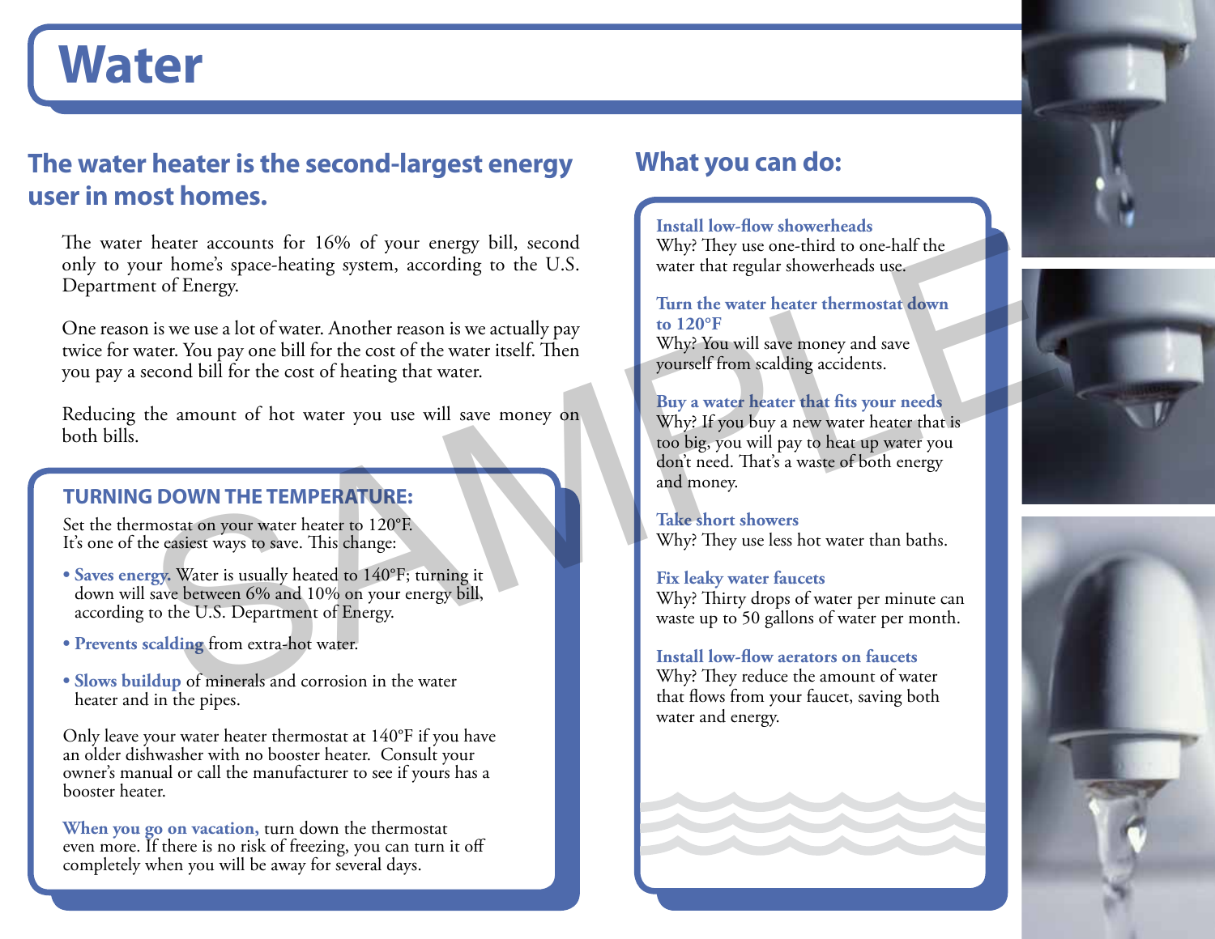# Water

## The water heater is the second-largest energy user in most homes.

The water heater accounts for 16% of your energy bill, second only to your home's space-heating system, according to the U.S. Department of Energy.

One reason is we use a lot of water. Another reason is we actually pay twice for water. You pay one bill for the cost of the water itself. Then you pay a second bill for the cost of heating that water.

Reducing the amount of hot water you use will save money on both bills.

### TURNING DOWN THE TEMPERATURE:

Set the thermostat on your water heater to 120°F. It's one of the easiest ways to save. This change:

- **Saves energy.** Water is usually heated to 140°F; turning it down will save between 6% and 10% on your energy bill, according to the U.S. Department of Energy.
- **Prevents scalding** from extra-hot water.
- **Slows buildup** of minerals and corrosion in the water heater and in the pipes.

Only leave your water heater thermostat at 140°F if you have an older dishwasher with no booster heater. Consult your owner's manual or call the manufacturer to see if yours has a booster heater.

**When you go on vacation,** turn down the thermostat even more. If there is no risk of freezing, you can turn it off completely when you will be away for several days.

## What you can do:

**Install low-flow showerheads**
Why? They use one-third to one-half the water that regular showerheads use.

**Turn the water heater thermostat down to 120°F**
Why? You will save money and save yourself from scalding accidents.

**Buy a water heater that fits your needs**
Why? If you buy a new water heater that is too big, you will pay to heat up water you don't need. That's a waste of both energy and money.

**Take short showers**
Why? They use less hot water than baths.

**Fix leaky water faucets**
Why? Thirty drops of water per minute can waste up to 50 gallons of water per month.

**Install low-flow aerators on faucets**
Why? They reduce the amount of water that flows from your faucet, saving both water and energy.

SAMPLE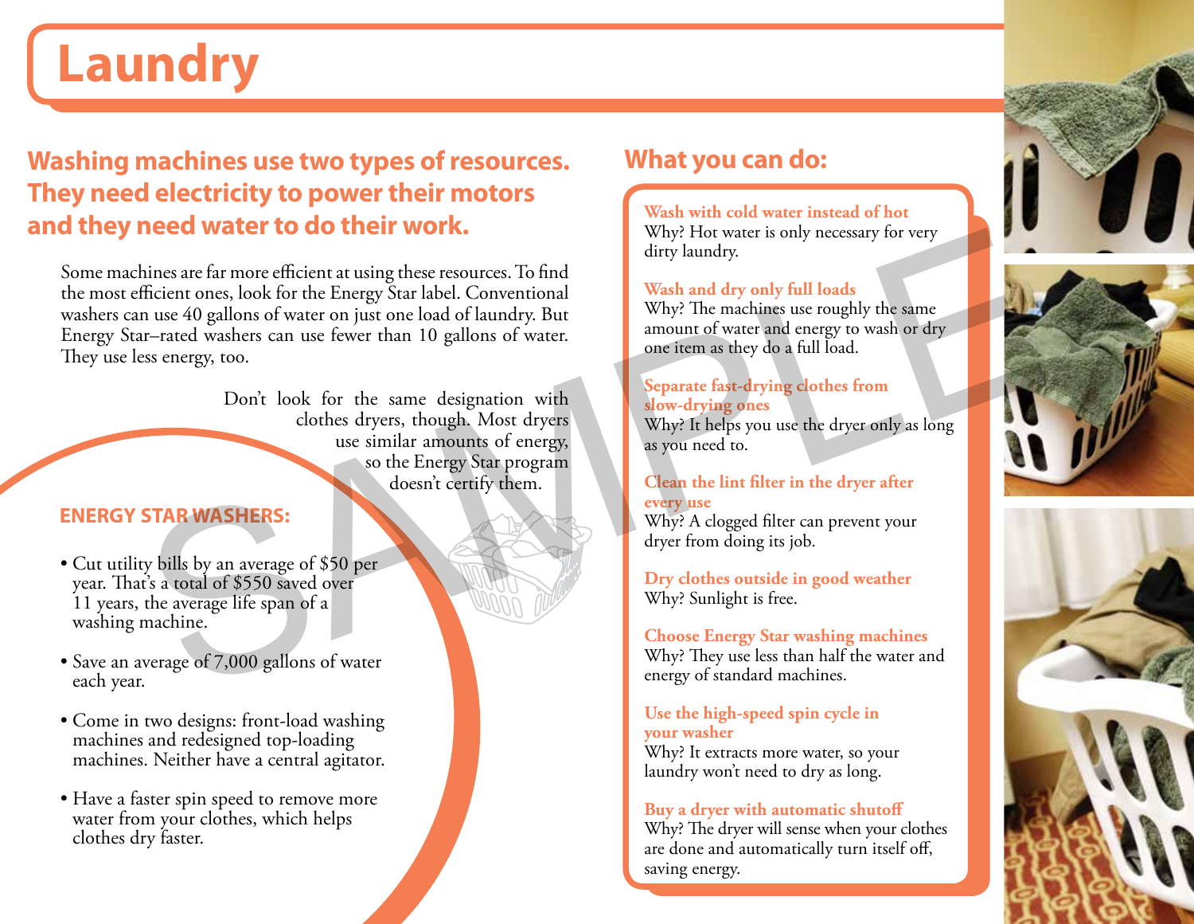# Laundry

## Washing machines use two types of resources. They need electricity to power their motors and they need water to do their work.

Some machines are far more efficient at using these resources. To find the most efficient ones, look for the Energy Star label. Conventional washers can use 40 gallons of water on just one load of laundry. But Energy Star–rated washers can use fewer than 10 gallons of water. They use less energy, too.

Don't look for the same designation with clothes dryers, though. Most dryers use similar amounts of energy, so the Energy Star program doesn't certify them.

### ENERGY STAR WASHERS:

- Cut utility bills by an average of $50 per year. That's a total of $550 saved over 11 years, the average life span of a washing machine.
- Save an average of 7,000 gallons of water each year.
- Come in two designs: front-load washing machines and redesigned top-loading machines. Neither have a central agitator.
- Have a faster spin speed to remove more water from your clothes, which helps clothes dry faster.

## What you can do:

**Wash with cold water instead of hot**
Why? Hot water is only necessary for very dirty laundry.

**Wash and dry only full loads**
Why? The machines use roughly the same amount of water and energy to wash or dry one item as they do a full load.

**Separate fast-drying clothes from slow-drying ones**
Why? It helps you use the dryer only as long as you need to.

**Clean the lint filter in the dryer after every use**
Why? A clogged filter can prevent your dryer from doing its job.

**Dry clothes outside in good weather**
Why? Sunlight is free.

**Choose Energy Star washing machines**
Why? They use less than half the water and energy of standard machines.

**Use the high-speed spin cycle in your washer**
Why? It extracts more water, so your laundry won't need to dry as long.

**Buy a dryer with automatic shutoff**
Why? The dryer will sense when your clothes are done and automatically turn itself off, saving energy.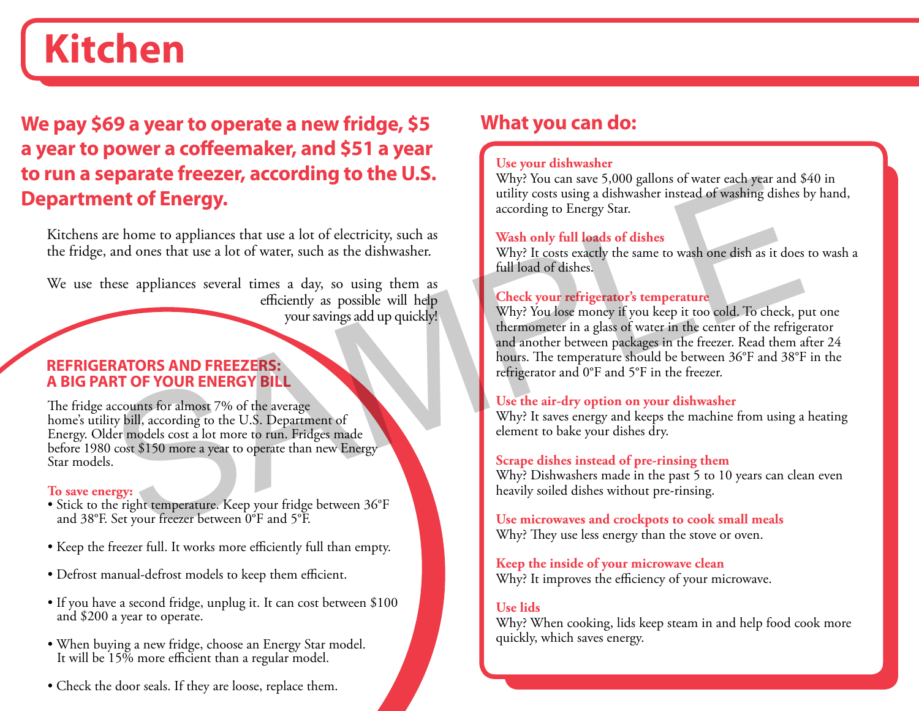# Kitchen

**We pay $69 a year to operate a new fridge, $5 a year to power a coffeemaker, and $51 a year to run a separate freezer, according to the U.S. Department of Energy.**

Kitchens are home to appliances that use a lot of electricity, such as the fridge, and ones that use a lot of water, such as the dishwasher.

We use these appliances several times a day, so using them as efficiently as possible will help your savings add up quickly!

## REFRIGERATORS AND FREEZERS: A BIG PART OF YOUR ENERGY BILL

The fridge accounts for almost 7% of the average home's utility bill, according to the U.S. Department of Energy. Older models cost a lot more to run. Fridges made before 1980 cost $150 more a year to operate than new Energy Star models.

**To save energy:**

- Stick to the right temperature. Keep your fridge between 36°F and 38°F. Set your freezer between 0°F and 5°F.
- Keep the freezer full. It works more efficiently full than empty.
- Defrost manual-defrost models to keep them efficient.
- If you have a second fridge, unplug it. It can cost between $100 and $200 a year to operate.
- When buying a new fridge, choose an Energy Star model. It will be 15% more efficient than a regular model.
- Check the door seals. If they are loose, replace them.

## What you can do:

**Use your dishwasher**
Why? You can save 5,000 gallons of water each year and $40 in utility costs using a dishwasher instead of washing dishes by hand, according to Energy Star.

**Wash only full loads of dishes**
Why? It costs exactly the same to wash one dish as it does to wash a full load of dishes.

**Check your refrigerator's temperature**
Why? You lose money if you keep it too cold. To check, put one thermometer in a glass of water in the center of the refrigerator and another between packages in the freezer. Read them after 24 hours. The temperature should be between 36°F and 38°F in the refrigerator and 0°F and 5°F in the freezer.

**Use the air-dry option on your dishwasher**
Why? It saves energy and keeps the machine from using a heating element to bake your dishes dry.

**Scrape dishes instead of pre-rinsing them**
Why? Dishwashers made in the past 5 to 10 years can clean even heavily soiled dishes without pre-rinsing.

**Use microwaves and crockpots to cook small meals**
Why? They use less energy than the stove or oven.

**Keep the inside of your microwave clean**
Why? It improves the efficiency of your microwave.

**Use lids**
Why? When cooking, lids keep steam in and help food cook more quickly, which saves energy.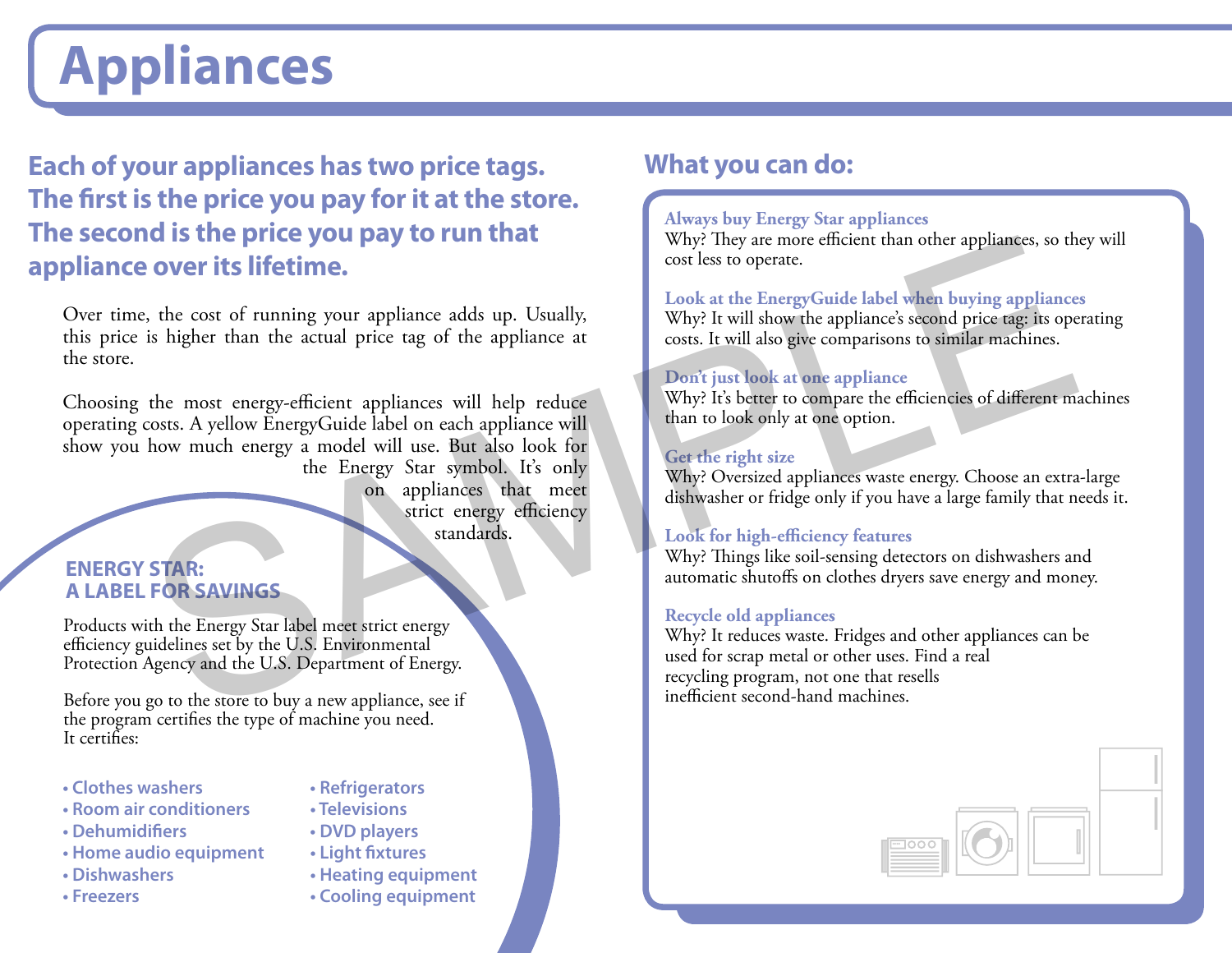# Appliances

## Each of your appliances has two price tags. The first is the price you pay for it at the store. The second is the price you pay to run that appliance over its lifetime.

Over time, the cost of running your appliance adds up. Usually, this price is higher than the actual price tag of the appliance at the store.

Choosing the most energy-efficient appliances will help reduce operating costs. A yellow EnergyGuide label on each appliance will show you how much energy a model will use. But also look for the Energy Star symbol. It's only on appliances that meet strict energy efficiency standards.

### ENERGY STAR: A LABEL FOR SAVINGS

Products with the Energy Star label meet strict energy efficiency guidelines set by the U.S. Environmental Protection Agency and the U.S. Department of Energy.

Before you go to the store to buy a new appliance, see if the program certifies the type of machine you need. It certifies:

- Clothes washers
- Room air conditioners
- Dehumidifiers
- Home audio equipment
- Dishwashers
- Freezers
- Refrigerators
- Televisions
- DVD players
- Light fixtures
- Heating equipment
- Cooling equipment

## What you can do:

**Always buy Energy Star appliances**
Why? They are more efficient than other appliances, so they will cost less to operate.

**Look at the EnergyGuide label when buying appliances**
Why? It will show the appliance's second price tag: its operating costs. It will also give comparisons to similar machines.

**Don't just look at one appliance**
Why? It's better to compare the efficiencies of different machines than to look only at one option.

**Get the right size**
Why? Oversized appliances waste energy. Choose an extra-large dishwasher or fridge only if you have a large family that needs it.

**Look for high-efficiency features**
Why? Things like soil-sensing detectors on dishwashers and automatic shutoffs on clothes dryers save energy and money.

**Recycle old appliances**
Why? It reduces waste. Fridges and other appliances can be used for scrap metal or other uses. Find a real recycling program, not one that resells inefficient second-hand machines.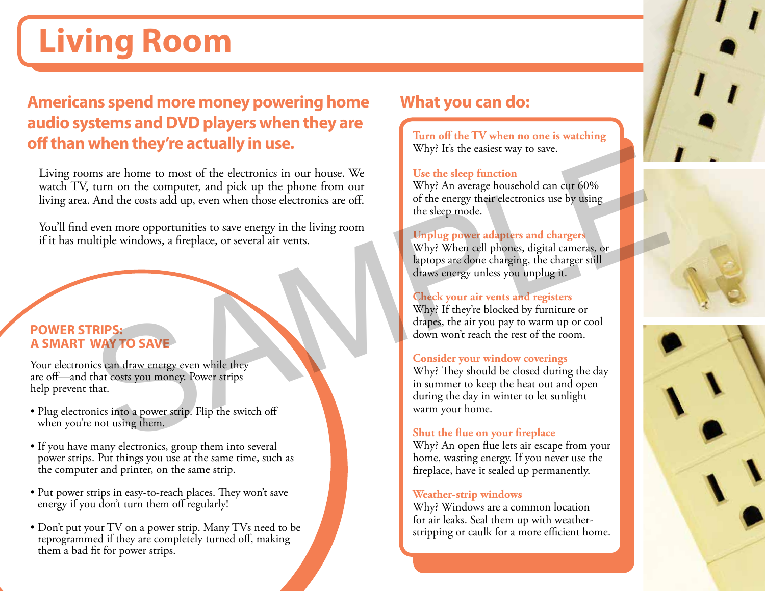# Living Room

## Americans spend more money powering home audio systems and DVD players when they are off than when they're actually in use.

Living rooms are home to most of the electronics in our house. We watch TV, turn on the computer, and pick up the phone from our living area. And the costs add up, even when those electronics are off.

You'll find even more opportunities to save energy in the living room if it has multiple windows, a fireplace, or several air vents.

### POWER STRIPS: A SMART WAY TO SAVE

Your electronics can draw energy even while they are off—and that costs you money. Power strips help prevent that.

- Plug electronics into a power strip. Flip the switch off when you're not using them.
- If you have many electronics, group them into several power strips. Put things you use at the same time, such as the computer and printer, on the same strip.
- Put power strips in easy-to-reach places. They won't save energy if you don't turn them off regularly!
- Don't put your TV on a power strip. Many TVs need to be reprogrammed if they are completely turned off, making them a bad fit for power strips.

## What you can do:

**Turn off the TV when no one is watching**
Why? It's the easiest way to save.

**Use the sleep function**
Why? An average household can cut 60% of the energy their electronics use by using the sleep mode.

**Unplug power adapters and chargers**
Why? When cell phones, digital cameras, or laptops are done charging, the charger still draws energy unless you unplug it.

**Check your air vents and registers**
Why? If they're blocked by furniture or drapes, the air you pay to warm up or cool down won't reach the rest of the room.

**Consider your window coverings**
Why? They should be closed during the day in summer to keep the heat out and open during the day in winter to let sunlight warm your home.

**Shut the flue on your fireplace**
Why? An open flue lets air escape from your home, wasting energy. If you never use the fireplace, have it sealed up permanently.

**Weather-strip windows**
Why? Windows are a common location for air leaks. Seal them up with weather-stripping or caulk for a more efficient home.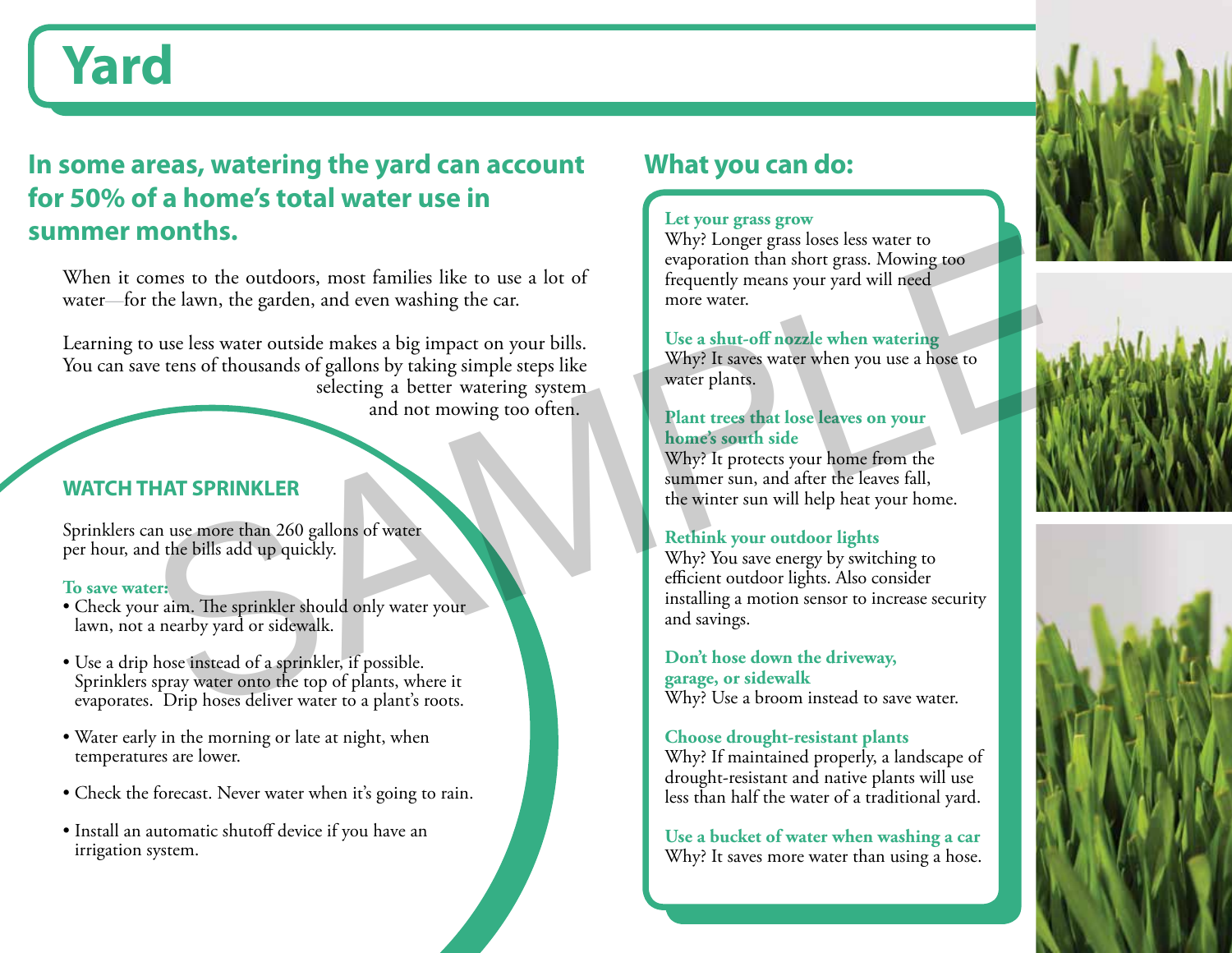# Yard

## In some areas, watering the yard can account for 50% of a home's total water use in summer months.

When it comes to the outdoors, most families like to use a lot of water—for the lawn, the garden, and even washing the car.

Learning to use less water outside makes a big impact on your bills. You can save tens of thousands of gallons by taking simple steps like selecting a better watering system and not mowing too often.

### WATCH THAT SPRINKLER

Sprinklers can use more than 260 gallons of water per hour, and the bills add up quickly.

**To save water:**

- Check your aim. The sprinkler should only water your lawn, not a nearby yard or sidewalk.
- Use a drip hose instead of a sprinkler, if possible. Sprinklers spray water onto the top of plants, where it evaporates. Drip hoses deliver water to a plant's roots.
- Water early in the morning or late at night, when temperatures are lower.
- Check the forecast. Never water when it's going to rain.
- Install an automatic shutoff device if you have an irrigation system.

## What you can do:

**Let your grass grow**
Why? Longer grass loses less water to evaporation than short grass. Mowing too frequently means your yard will need more water.

**Use a shut-off nozzle when watering**
Why? It saves water when you use a hose to water plants.

**Plant trees that lose leaves on your home's south side**
Why? It protects your home from the summer sun, and after the leaves fall, the winter sun will help heat your home.

**Rethink your outdoor lights**
Why? You save energy by switching to efficient outdoor lights. Also consider installing a motion sensor to increase security and savings.

**Don't hose down the driveway, garage, or sidewalk**
Why? Use a broom instead to save water.

**Choose drought-resistant plants**
Why? If maintained properly, a landscape of drought-resistant and native plants will use less than half the water of a traditional yard.

**Use a bucket of water when washing a car**
Why? It saves more water than using a hose.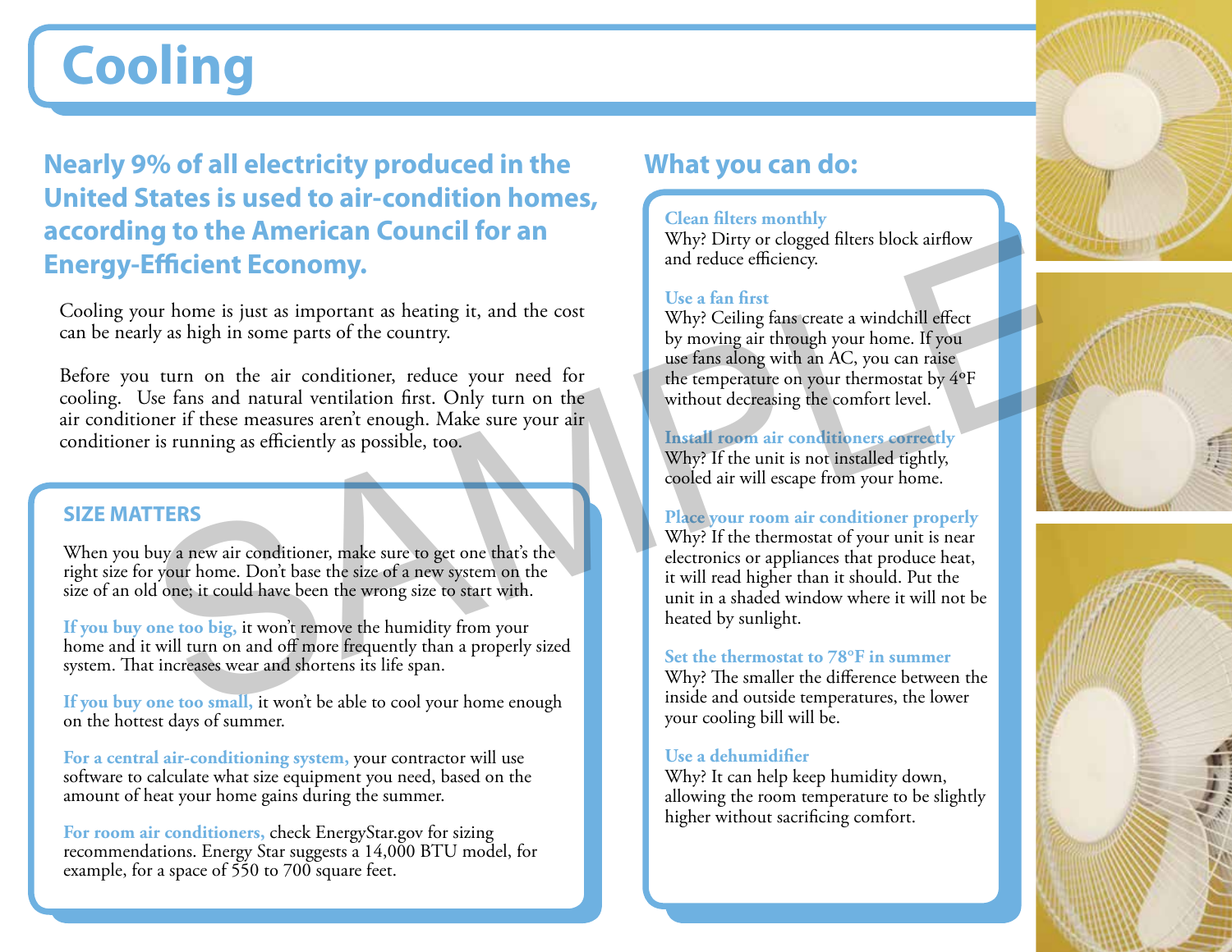# Cooling

## Nearly 9% of all electricity produced in the United States is used to air-condition homes, according to the American Council for an Energy-Efficient Economy.

Cooling your home is just as important as heating it, and the cost can be nearly as high in some parts of the country.

Before you turn on the air conditioner, reduce your need for cooling. Use fans and natural ventilation first. Only turn on the air conditioner if these measures aren't enough. Make sure your air conditioner is running as efficiently as possible, too.

### SIZE MATTERS

When you buy a new air conditioner, make sure to get one that's the right size for your home. Don't base the size of a new system on the size of an old one; it could have been the wrong size to start with.

**If you buy one too big,** it won't remove the humidity from your home and it will turn on and off more frequently than a properly sized system. That increases wear and shortens its life span.

**If you buy one too small,** it won't be able to cool your home enough on the hottest days of summer.

**For a central air-conditioning system,** your contractor will use software to calculate what size equipment you need, based on the amount of heat your home gains during the summer.

**For room air conditioners,** check EnergyStar.gov for sizing recommendations. Energy Star suggests a 14,000 BTU model, for example, for a space of 550 to 700 square feet.

## What you can do:

**Clean filters monthly**
Why? Dirty or clogged filters block airflow and reduce efficiency.

**Use a fan first**
Why? Ceiling fans create a windchill effect by moving air through your home. If you use fans along with an AC, you can raise the temperature on your thermostat by 4°F without decreasing the comfort level.

**Install room air conditioners correctly**
Why? If the unit is not installed tightly, cooled air will escape from your home.

**Place your room air conditioner properly**
Why? If the thermostat of your unit is near electronics or appliances that produce heat, it will read higher than it should. Put the unit in a shaded window where it will not be heated by sunlight.

**Set the thermostat to 78°F in summer**
Why? The smaller the difference between the inside and outside temperatures, the lower your cooling bill will be.

**Use a dehumidifier**
Why? It can help keep humidity down, allowing the room temperature to be slightly higher without sacrificing comfort.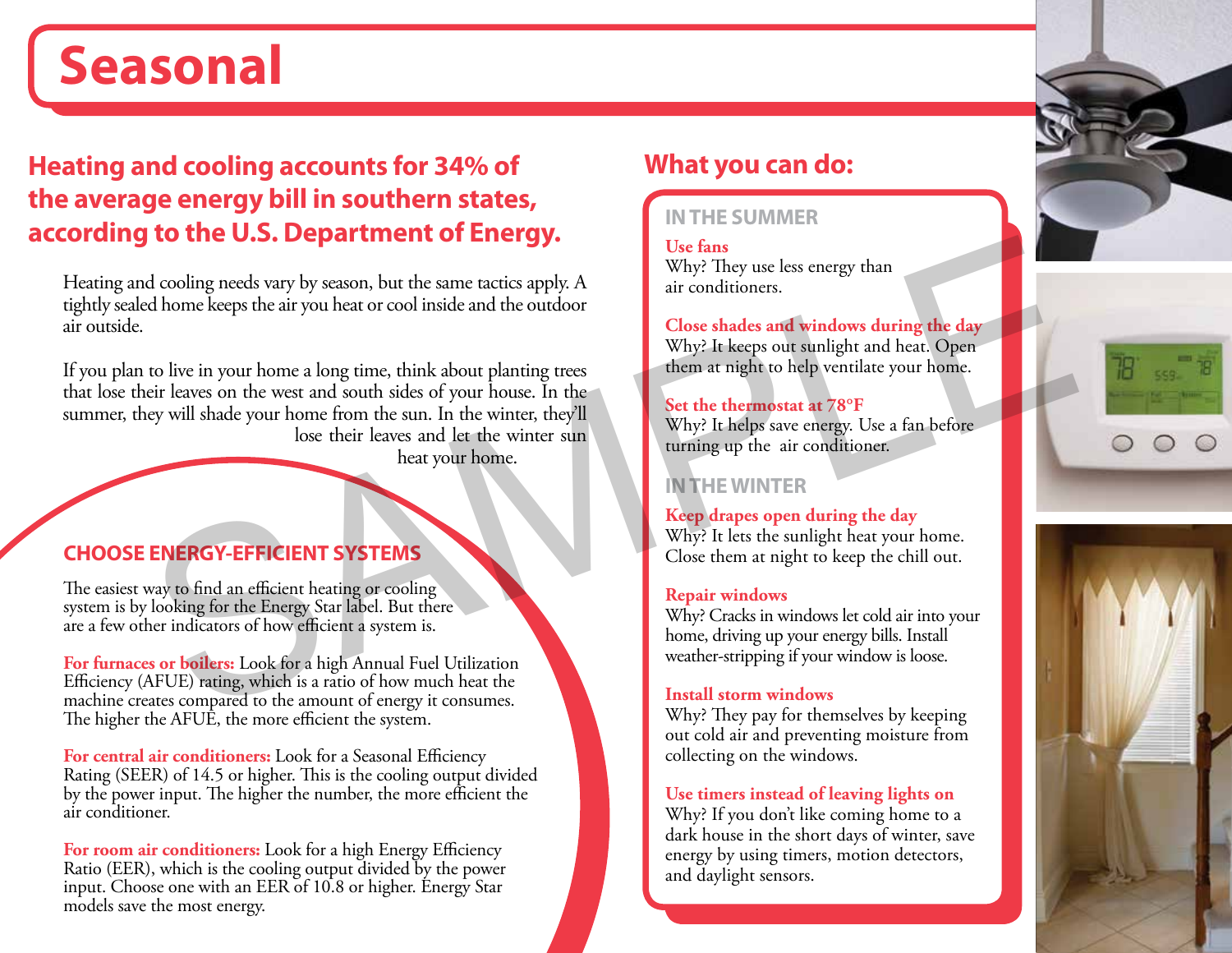# Seasonal

## Heating and cooling accounts for 34% of the average energy bill in southern states, according to the U.S. Department of Energy.

Heating and cooling needs vary by season, but the same tactics apply. A tightly sealed home keeps the air you heat or cool inside and the outdoor air outside.

If you plan to live in your home a long time, think about planting trees that lose their leaves on the west and south sides of your house. In the summer, they will shade your home from the sun. In the winter, they'll lose their leaves and let the winter sun heat your home.

### CHOOSE ENERGY-EFFICIENT SYSTEMS

The easiest way to find an efficient heating or cooling system is by looking for the Energy Star label. But there are a few other indicators of how efficient a system is.

**For furnaces or boilers:** Look for a high Annual Fuel Utilization Efficiency (AFUE) rating, which is a ratio of how much heat the machine creates compared to the amount of energy it consumes. The higher the AFUE, the more efficient the system.

**For central air conditioners:** Look for a Seasonal Efficiency Rating (SEER) of 14.5 or higher. This is the cooling output divided by the power input. The higher the number, the more efficient the air conditioner.

**For room air conditioners:** Look for a high Energy Efficiency Ratio (EER), which is the cooling output divided by the power input. Choose one with an EER of 10.8 or higher. Energy Star models save the most energy.

## What you can do:

### IN THE SUMMER

**Use fans**
Why? They use less energy than air conditioners.

**Close shades and windows during the day**
Why? It keeps out sunlight and heat. Open them at night to help ventilate your home.

**Set the thermostat at 78°F**
Why? It helps save energy. Use a fan before turning up the air conditioner.

### IN THE WINTER

**Keep drapes open during the day**
Why? It lets the sunlight heat your home. Close them at night to keep the chill out.

**Repair windows**
Why? Cracks in windows let cold air into your home, driving up your energy bills. Install weather-stripping if your window is loose.

**Install storm windows**
Why? They pay for themselves by keeping out cold air and preventing moisture from collecting on the windows.

**Use timers instead of leaving lights on**
Why? If you don't like coming home to a dark house in the short days of winter, save energy by using timers, motion detectors, and daylight sensors.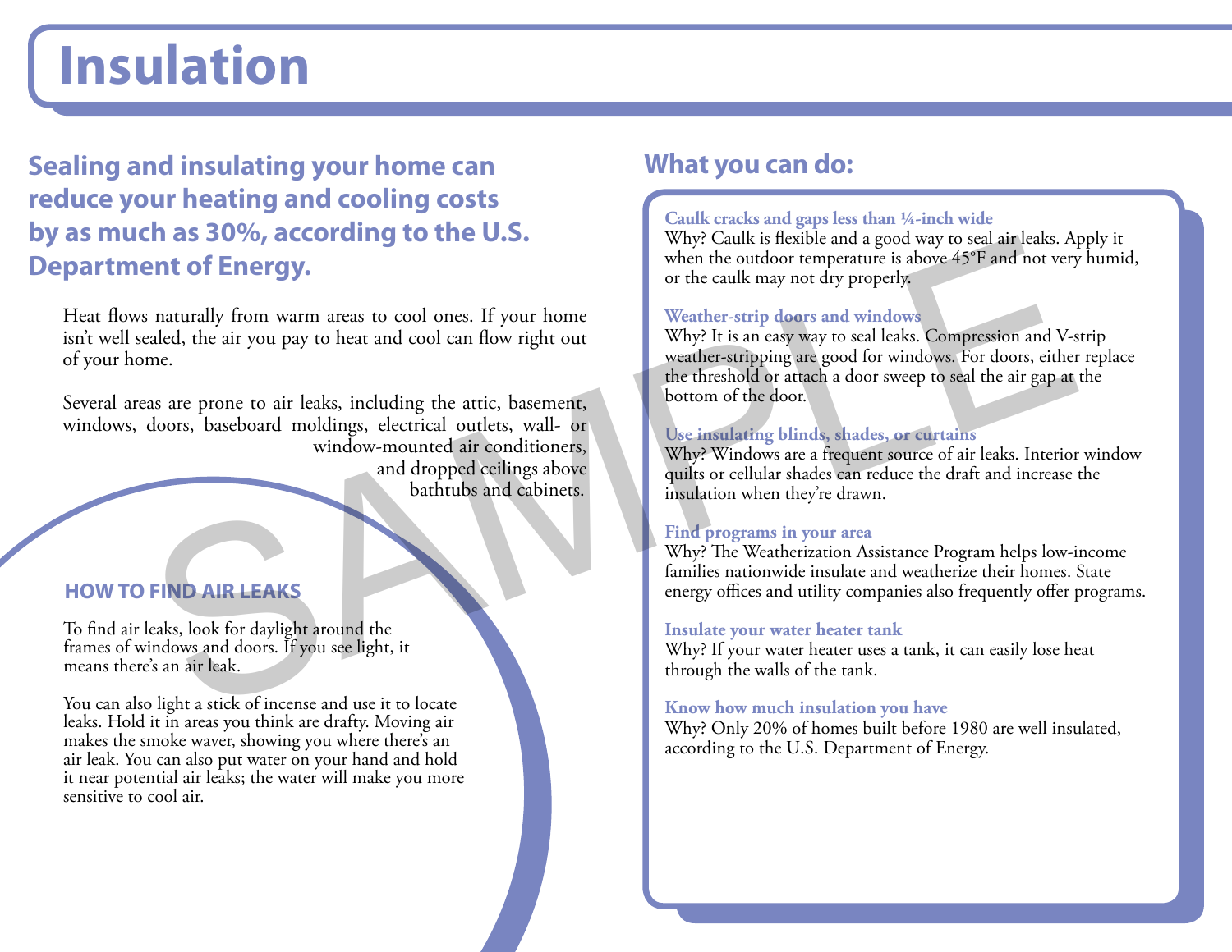# Insulation

## Sealing and insulating your home can reduce your heating and cooling costs by as much as 30%, according to the U.S. Department of Energy.

Heat flows naturally from warm areas to cool ones. If your home isn't well sealed, the air you pay to heat and cool can flow right out of your home.

Several areas are prone to air leaks, including the attic, basement, windows, doors, baseboard moldings, electrical outlets, wall- or window-mounted air conditioners, and dropped ceilings above bathtubs and cabinets.

### HOW TO FIND AIR LEAKS

To find air leaks, look for daylight around the frames of windows and doors. If you see light, it means there's an air leak.

You can also light a stick of incense and use it to locate leaks. Hold it in areas you think are drafty. Moving air makes the smoke waver, showing you where there's an air leak. You can also put water on your hand and hold it near potential air leaks; the water will make you more sensitive to cool air.

## What you can do:

**Caulk cracks and gaps less than ¼-inch wide**
Why? Caulk is flexible and a good way to seal air leaks. Apply it when the outdoor temperature is above 45°F and not very humid, or the caulk may not dry properly.

**Weather-strip doors and windows**
Why? It is an easy way to seal leaks. Compression and V-strip weather-stripping are good for windows. For doors, either replace the threshold or attach a door sweep to seal the air gap at the bottom of the door.

**Use insulating blinds, shades, or curtains**
Why? Windows are a frequent source of air leaks. Interior window quilts or cellular shades can reduce the draft and increase the insulation when they're drawn.

**Find programs in your area**
Why? The Weatherization Assistance Program helps low-income families nationwide insulate and weatherize their homes. State energy offices and utility companies also frequently offer programs.

**Insulate your water heater tank**
Why? If your water heater uses a tank, it can easily lose heat through the walls of the tank.

**Know how much insulation you have**
Why? Only 20% of homes built before 1980 are well insulated, according to the U.S. Department of Energy.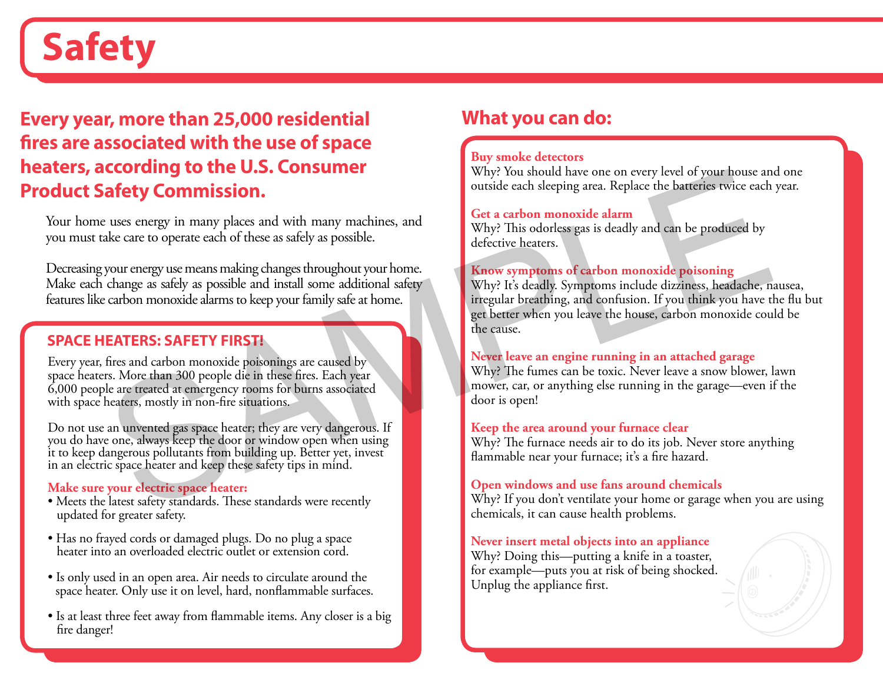# Safety

**Every year, more than 25,000 residential fires are associated with the use of space heaters, according to the U.S. Consumer Product Safety Commission.**

Your home uses energy in many places and with many machines, and you must take care to operate each of these as safely as possible.

Decreasing your energy use means making changes throughout your home. Make each change as safely as possible and install some additional safety features like carbon monoxide alarms to keep your family safe at home.

### SPACE HEATERS: SAFETY FIRST!

Every year, fires and carbon monoxide poisonings are caused by space heaters. More than 300 people die in these fires. Each year 6,000 people are treated at emergency rooms for burns associated with space heaters, mostly in non-fire situations.

Do not use an unvented gas space heater; they are very dangerous. If you do have one, always keep the door or window open when using it to keep dangerous pollutants from building up. Better yet, invest in an electric space heater and keep these safety tips in mind.

**Make sure your electric space heater:**

- Meets the latest safety standards. These standards were recently updated for greater safety.
- Has no frayed cords or damaged plugs. Do no plug a space heater into an overloaded electric outlet or extension cord.
- Is only used in an open area. Air needs to circulate around the space heater. Only use it on level, hard, nonflammable surfaces.
- Is at least three feet away from flammable items. Any closer is a big fire danger!

## What you can do:

**Buy smoke detectors**
Why? You should have one on every level of your house and one outside each sleeping area. Replace the batteries twice each year.

**Get a carbon monoxide alarm**
Why? This odorless gas is deadly and can be produced by defective heaters.

**Know symptoms of carbon monoxide poisoning**
Why? It's deadly. Symptoms include dizziness, headache, nausea, irregular breathing, and confusion. If you think you have the flu but get better when you leave the house, carbon monoxide could be the cause.

**Never leave an engine running in an attached garage**
Why? The fumes can be toxic. Never leave a snow blower, lawn mower, car, or anything else running in the garage—even if the door is open!

**Keep the area around your furnace clear**
Why? The furnace needs air to do its job. Never store anything flammable near your furnace; it's a fire hazard.

**Open windows and use fans around chemicals**
Why? If you don't ventilate your home or garage when you are using chemicals, it can cause health problems.

**Never insert metal objects into an appliance**
Why? Doing this—putting a knife in a toaster, for example—puts you at risk of being shocked. Unplug the appliance first.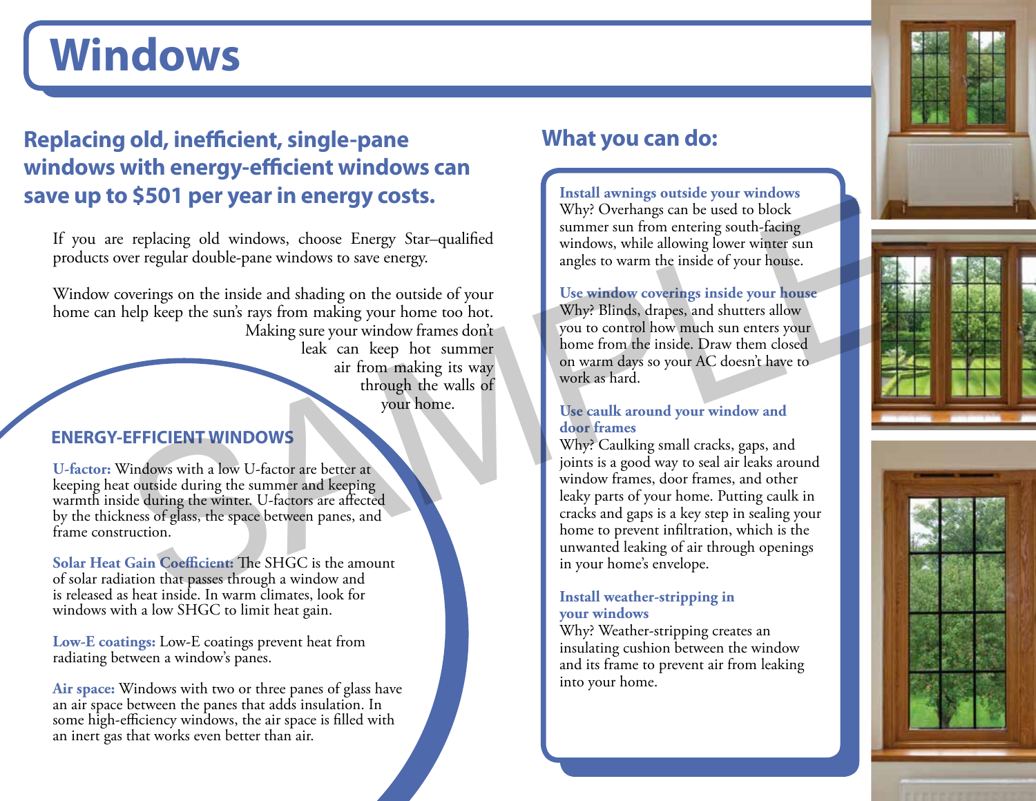# Windows

## Replacing old, inefficient, single-pane windows with energy-efficient windows can save up to $501 per year in energy costs.

If you are replacing old windows, choose Energy Star–qualified products over regular double-pane windows to save energy.

Window coverings on the inside and shading on the outside of your home can help keep the sun's rays from making your home too hot. Making sure your window frames don't leak can keep hot summer air from making its way through the walls of your home.

### ENERGY-EFFICIENT WINDOWS

**U-factor:** Windows with a low U-factor are better at keeping heat outside during the summer and keeping warmth inside during the winter. U-factors are affected by the thickness of glass, the space between panes, and frame construction.

**Solar Heat Gain Coefficient:** The SHGC is the amount of solar radiation that passes through a window and is released as heat inside. In warm climates, look for windows with a low SHGC to limit heat gain.

**Low-E coatings:** Low-E coatings prevent heat from radiating between a window's panes.

**Air space:** Windows with two or three panes of glass have an air space between the panes that adds insulation. In some high-efficiency windows, the air space is filled with an inert gas that works even better than air.

## What you can do:

**Install awnings outside your windows**
Why? Overhangs can be used to block summer sun from entering south-facing windows, while allowing lower winter sun angles to warm the inside of your house.

**Use window coverings inside your house**
Why? Blinds, drapes, and shutters allow you to control how much sun enters your home from the inside. Draw them closed on warm days so your AC doesn't have to work as hard.

**Use caulk around your window and door frames**
Why? Caulking small cracks, gaps, and joints is a good way to seal air leaks around window frames, door frames, and other leaky parts of your home. Putting caulk in cracks and gaps is a key step in sealing your home to prevent infiltration, which is the unwanted leaking of air through openings in your home's envelope.

**Install weather-stripping in your windows**
Why? Weather-stripping creates an insulating cushion between the window and its frame to prevent air from leaking into your home.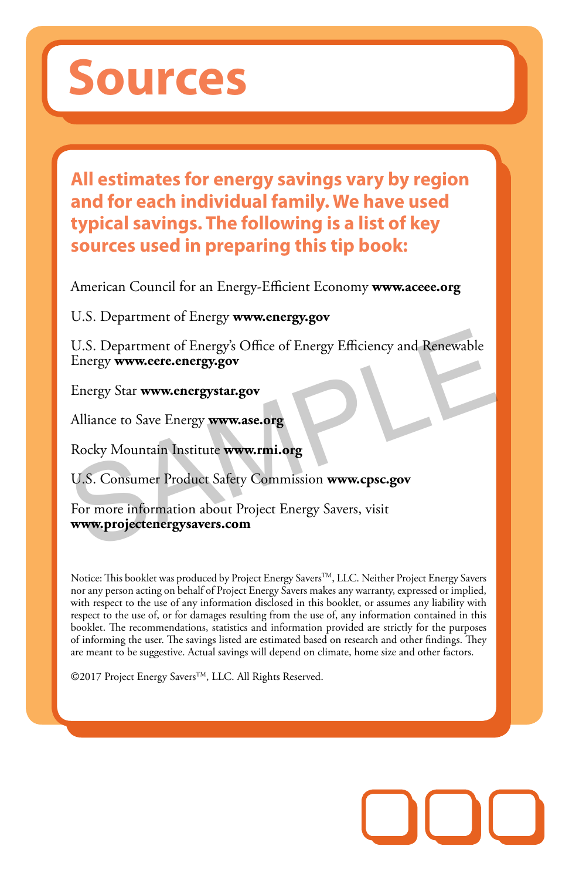# Sources

**All estimates for energy savings vary by region and for each individual family. We have used typical savings. The following is a list of key sources used in preparing this tip book:**

American Council for an Energy-Efficient Economy **www.aceee.org**

U.S. Department of Energy **www.energy.gov**

U.S. Department of Energy's Office of Energy Efficiency and Renewable Energy **www.eere.energy.gov**

Energy Star **www.energystar.gov**

Alliance to Save Energy **www.ase.org**

Rocky Mountain Institute **www.rmi.org**

U.S. Consumer Product Safety Commission **www.cpsc.gov**

For more information about Project Energy Savers, visit **www.projectenergysavers.com**

Notice: This booklet was produced by Project Energy Savers™, LLC. Neither Project Energy Savers nor any person acting on behalf of Project Energy Savers makes any warranty, expressed or implied, with respect to the use of any information disclosed in this booklet, or assumes any liability with respect to the use of, or for damages resulting from the use of, any information contained in this booklet. The recommendations, statistics and information provided are strictly for the purposes of informing the user. The savings listed are estimated based on research and other findings. They are meant to be suggestive. Actual savings will depend on climate, home size and other factors.

©2017 Project Energy Savers™, LLC. All Rights Reserved.